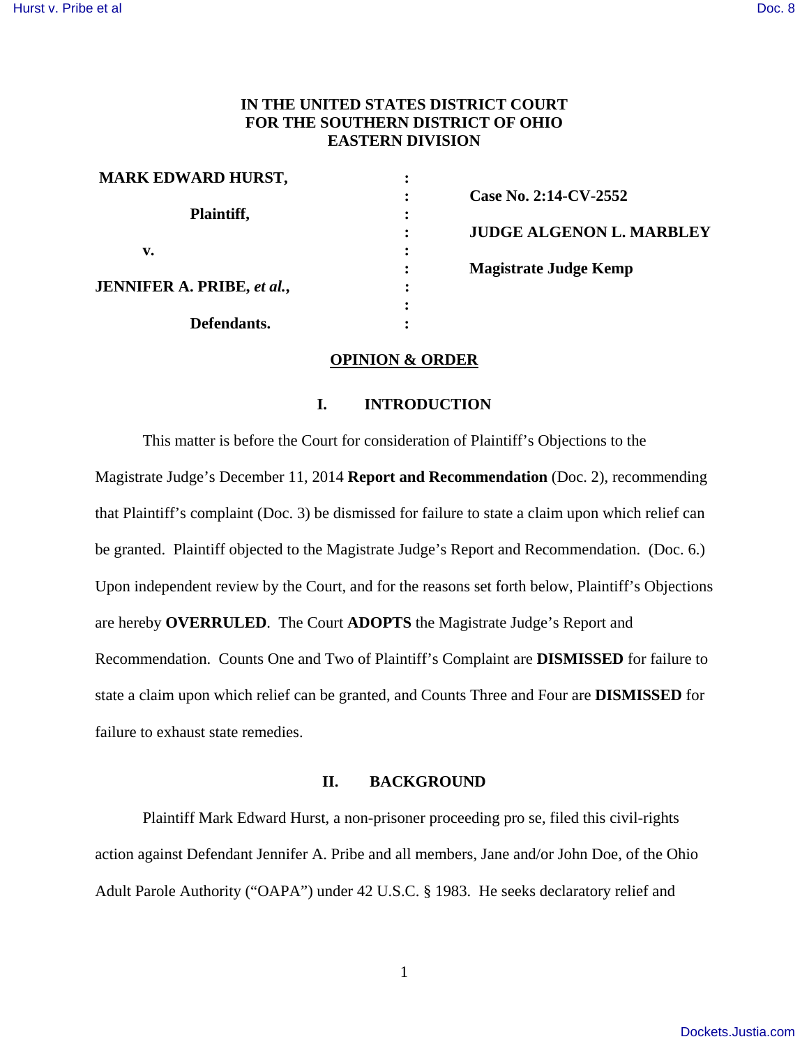**IN THE UNITED STATES DISTRICT COURT**
**FOR THE SOUTHERN DISTRICT OF OHIO**
**EASTERN DIVISION**

| | | |
|---|---|---|
| **MARK EDWARD HURST,** | : | |
| | : | **Case No. 2:14-CV-2552** |
| **Plaintiff,** | : | |
| | : | **JUDGE ALGENON L. MARBLEY** |
| **v.** | : | |
| | : | **Magistrate Judge Kemp** |
| **JENNIFER A. PRIBE, *et al.*,** | : | |
| | : | |
| **Defendants.** | : | |

## OPINION & ORDER

### I. INTRODUCTION

This matter is before the Court for consideration of Plaintiff's Objections to the Magistrate Judge's December 11, 2014 **Report and Recommendation** (Doc. 2), recommending that Plaintiff's complaint (Doc. 3) be dismissed for failure to state a claim upon which relief can be granted. Plaintiff objected to the Magistrate Judge's Report and Recommendation. (Doc. 6.) Upon independent review by the Court, and for the reasons set forth below, Plaintiff's Objections are hereby **OVERRULED**. The Court **ADOPTS** the Magistrate Judge's Report and Recommendation. Counts One and Two of Plaintiff's Complaint are **DISMISSED** for failure to state a claim upon which relief can be granted, and Counts Three and Four are **DISMISSED** for failure to exhaust state remedies.

### II. BACKGROUND

Plaintiff Mark Edward Hurst, a non-prisoner proceeding pro se, filed this civil-rights action against Defendant Jennifer A. Pribe and all members, Jane and/or John Doe, of the Ohio Adult Parole Authority ("OAPA") under 42 U.S.C. § 1983. He seeks declaratory relief and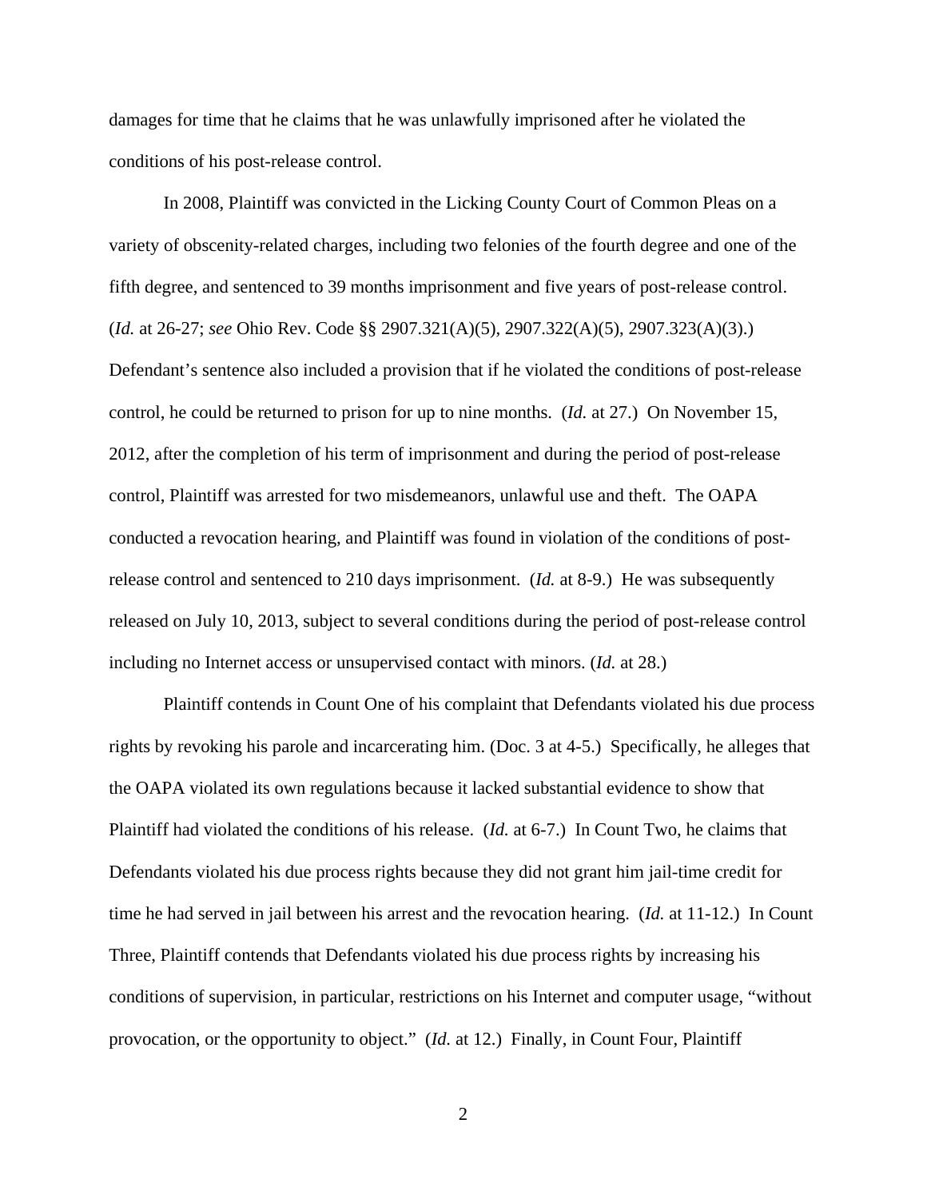damages for time that he claims that he was unlawfully imprisoned after he violated the conditions of his post-release control.

In 2008, Plaintiff was convicted in the Licking County Court of Common Pleas on a variety of obscenity-related charges, including two felonies of the fourth degree and one of the fifth degree, and sentenced to 39 months imprisonment and five years of post-release control. (*Id.* at 26-27; *see* Ohio Rev. Code §§ 2907.321(A)(5), 2907.322(A)(5), 2907.323(A)(3).) Defendant's sentence also included a provision that if he violated the conditions of post-release control, he could be returned to prison for up to nine months. (*Id.* at 27.) On November 15, 2012, after the completion of his term of imprisonment and during the period of post-release control, Plaintiff was arrested for two misdemeanors, unlawful use and theft. The OAPA conducted a revocation hearing, and Plaintiff was found in violation of the conditions of post-release control and sentenced to 210 days imprisonment. (*Id.* at 8-9.) He was subsequently released on July 10, 2013, subject to several conditions during the period of post-release control including no Internet access or unsupervised contact with minors. (*Id.* at 28.)

Plaintiff contends in Count One of his complaint that Defendants violated his due process rights by revoking his parole and incarcerating him. (Doc. 3 at 4-5.) Specifically, he alleges that the OAPA violated its own regulations because it lacked substantial evidence to show that Plaintiff had violated the conditions of his release. (*Id.* at 6-7.) In Count Two, he claims that Defendants violated his due process rights because they did not grant him jail-time credit for time he had served in jail between his arrest and the revocation hearing. (*Id.* at 11-12.) In Count Three, Plaintiff contends that Defendants violated his due process rights by increasing his conditions of supervision, in particular, restrictions on his Internet and computer usage, "without provocation, or the opportunity to object." (*Id.* at 12.) Finally, in Count Four, Plaintiff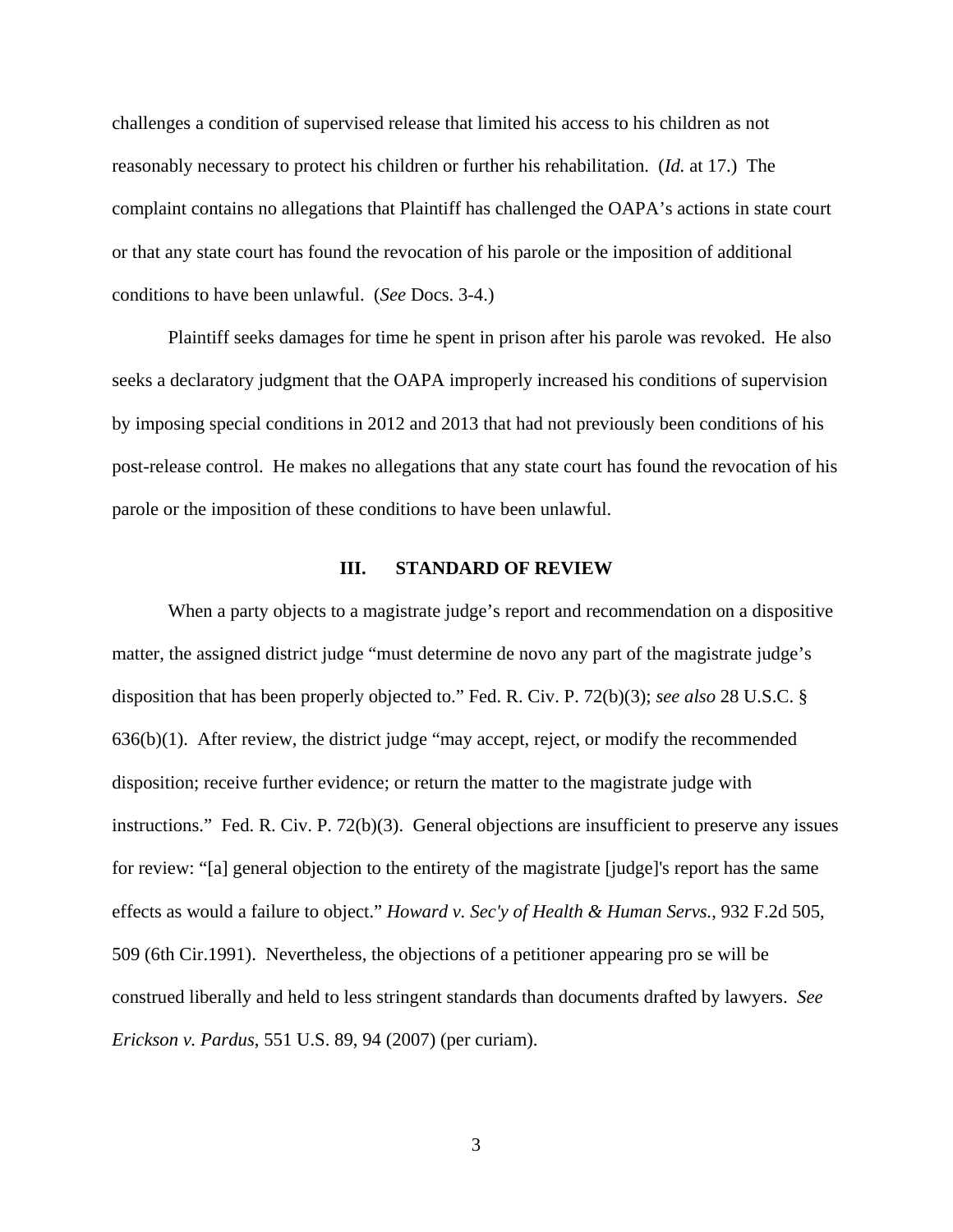challenges a condition of supervised release that limited his access to his children as not reasonably necessary to protect his children or further his rehabilitation. (*Id.* at 17.) The complaint contains no allegations that Plaintiff has challenged the OAPA's actions in state court or that any state court has found the revocation of his parole or the imposition of additional conditions to have been unlawful. (*See* Docs. 3-4.)

Plaintiff seeks damages for time he spent in prison after his parole was revoked. He also seeks a declaratory judgment that the OAPA improperly increased his conditions of supervision by imposing special conditions in 2012 and 2013 that had not previously been conditions of his post-release control. He makes no allegations that any state court has found the revocation of his parole or the imposition of these conditions to have been unlawful.

## III. STANDARD OF REVIEW

When a party objects to a magistrate judge's report and recommendation on a dispositive matter, the assigned district judge "must determine de novo any part of the magistrate judge's disposition that has been properly objected to." Fed. R. Civ. P. 72(b)(3); *see also* 28 U.S.C. § 636(b)(1). After review, the district judge "may accept, reject, or modify the recommended disposition; receive further evidence; or return the matter to the magistrate judge with instructions." Fed. R. Civ. P. 72(b)(3). General objections are insufficient to preserve any issues for review: "[a] general objection to the entirety of the magistrate [judge]'s report has the same effects as would a failure to object." *Howard v. Sec'y of Health & Human Servs.*, 932 F.2d 505, 509 (6th Cir.1991). Nevertheless, the objections of a petitioner appearing pro se will be construed liberally and held to less stringent standards than documents drafted by lawyers. *See Erickson v. Pardus*, 551 U.S. 89, 94 (2007) (per curiam).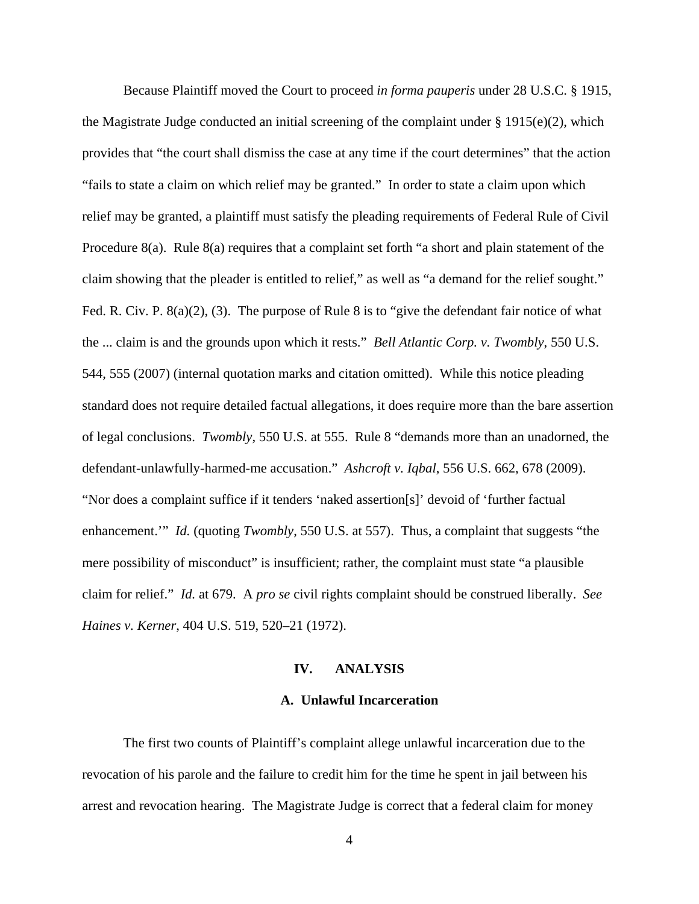Because Plaintiff moved the Court to proceed *in forma pauperis* under 28 U.S.C. § 1915, the Magistrate Judge conducted an initial screening of the complaint under § 1915(e)(2), which provides that "the court shall dismiss the case at any time if the court determines" that the action "fails to state a claim on which relief may be granted." In order to state a claim upon which relief may be granted, a plaintiff must satisfy the pleading requirements of Federal Rule of Civil Procedure 8(a). Rule 8(a) requires that a complaint set forth "a short and plain statement of the claim showing that the pleader is entitled to relief," as well as "a demand for the relief sought." Fed. R. Civ. P. 8(a)(2), (3). The purpose of Rule 8 is to "give the defendant fair notice of what the ... claim is and the grounds upon which it rests." *Bell Atlantic Corp. v. Twombly*, 550 U.S. 544, 555 (2007) (internal quotation marks and citation omitted). While this notice pleading standard does not require detailed factual allegations, it does require more than the bare assertion of legal conclusions. *Twombly*, 550 U.S. at 555. Rule 8 "demands more than an unadorned, the defendant-unlawfully-harmed-me accusation." *Ashcroft v. Iqbal*, 556 U.S. 662, 678 (2009). "Nor does a complaint suffice if it tenders 'naked assertion[s]' devoid of 'further factual enhancement.'" *Id.* (quoting *Twombly*, 550 U.S. at 557). Thus, a complaint that suggests "the mere possibility of misconduct" is insufficient; rather, the complaint must state "a plausible claim for relief." *Id.* at 679. A *pro se* civil rights complaint should be construed liberally. *See Haines v. Kerner*, 404 U.S. 519, 520–21 (1972).

## IV. ANALYSIS

### A. Unlawful Incarceration

The first two counts of Plaintiff's complaint allege unlawful incarceration due to the revocation of his parole and the failure to credit him for the time he spent in jail between his arrest and revocation hearing. The Magistrate Judge is correct that a federal claim for money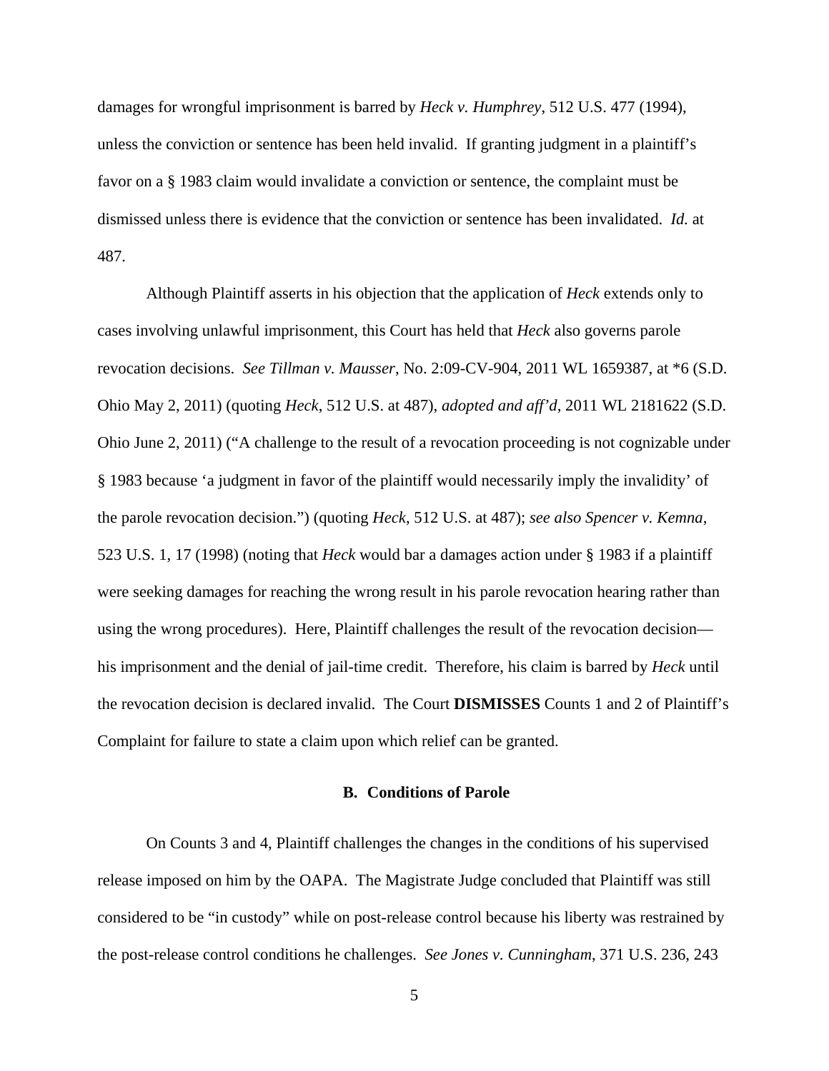damages for wrongful imprisonment is barred by *Heck v. Humphrey*, 512 U.S. 477 (1994), unless the conviction or sentence has been held invalid. If granting judgment in a plaintiff's favor on a § 1983 claim would invalidate a conviction or sentence, the complaint must be dismissed unless there is evidence that the conviction or sentence has been invalidated. *Id.* at 487.

Although Plaintiff asserts in his objection that the application of *Heck* extends only to cases involving unlawful imprisonment, this Court has held that *Heck* also governs parole revocation decisions. *See Tillman v. Mausser*, No. 2:09-CV-904, 2011 WL 1659387, at *6 (S.D. Ohio May 2, 2011) (quoting *Heck*, 512 U.S. at 487), *adopted and aff'd*, 2011 WL 2181622 (S.D. Ohio June 2, 2011) ("A challenge to the result of a revocation proceeding is not cognizable under § 1983 because 'a judgment in favor of the plaintiff would necessarily imply the invalidity' of the parole revocation decision.") (quoting *Heck*, 512 U.S. at 487); *see also Spencer v. Kemna*, 523 U.S. 1, 17 (1998) (noting that *Heck* would bar a damages action under § 1983 if a plaintiff were seeking damages for reaching the wrong result in his parole revocation hearing rather than using the wrong procedures). Here, Plaintiff challenges the result of the revocation decision—his imprisonment and the denial of jail-time credit. Therefore, his claim is barred by *Heck* until the revocation decision is declared invalid. The Court **DISMISSES** Counts 1 and 2 of Plaintiff's Complaint for failure to state a claim upon which relief can be granted.

### B. Conditions of Parole

On Counts 3 and 4, Plaintiff challenges the changes in the conditions of his supervised release imposed on him by the OAPA. The Magistrate Judge concluded that Plaintiff was still considered to be "in custody" while on post-release control because his liberty was restrained by the post-release control conditions he challenges. *See Jones v. Cunningham*, 371 U.S. 236, 243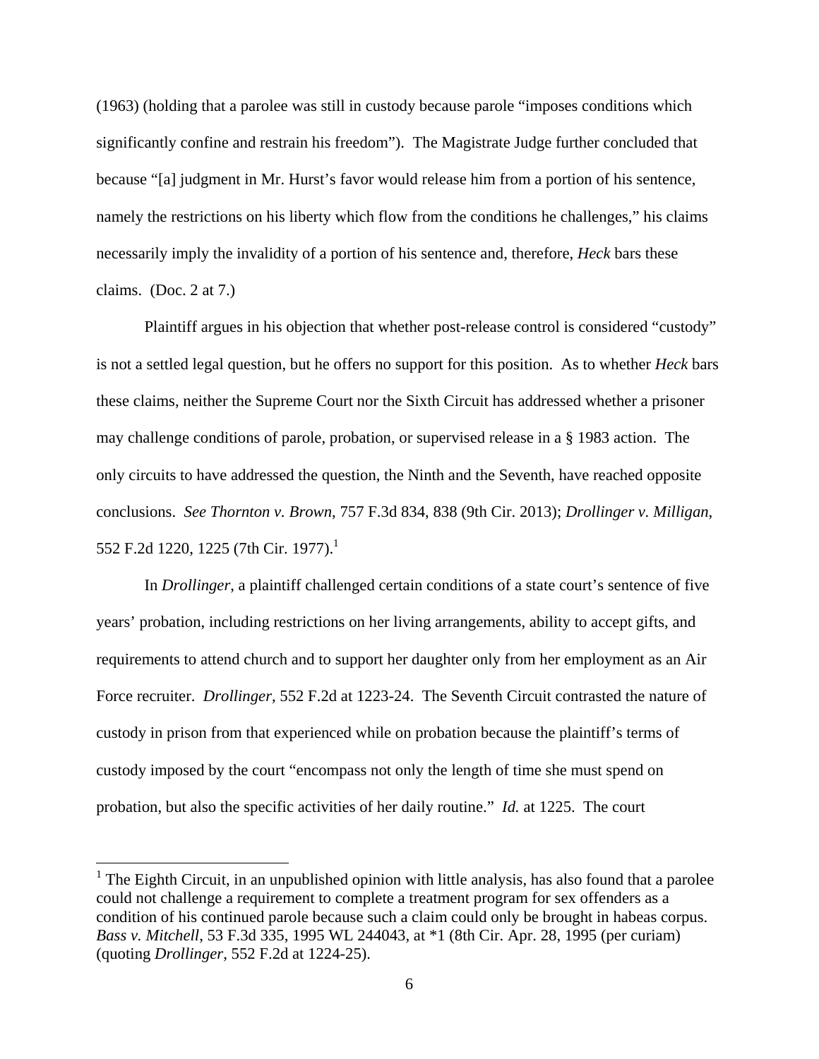(1963) (holding that a parolee was still in custody because parole "imposes conditions which significantly confine and restrain his freedom"). The Magistrate Judge further concluded that because "[a] judgment in Mr. Hurst's favor would release him from a portion of his sentence, namely the restrictions on his liberty which flow from the conditions he challenges," his claims necessarily imply the invalidity of a portion of his sentence and, therefore, *Heck* bars these claims. (Doc. 2 at 7.)

Plaintiff argues in his objection that whether post-release control is considered "custody" is not a settled legal question, but he offers no support for this position. As to whether *Heck* bars these claims, neither the Supreme Court nor the Sixth Circuit has addressed whether a prisoner may challenge conditions of parole, probation, or supervised release in a § 1983 action. The only circuits to have addressed the question, the Ninth and the Seventh, have reached opposite conclusions. *See Thornton v. Brown*, 757 F.3d 834, 838 (9th Cir. 2013); *Drollinger v. Milligan*, 552 F.2d 1220, 1225 (7th Cir. 1977).[1]

In *Drollinger*, a plaintiff challenged certain conditions of a state court's sentence of five years' probation, including restrictions on her living arrangements, ability to accept gifts, and requirements to attend church and to support her daughter only from her employment as an Air Force recruiter. *Drollinger*, 552 F.2d at 1223-24. The Seventh Circuit contrasted the nature of custody in prison from that experienced while on probation because the plaintiff's terms of custody imposed by the court "encompass not only the length of time she must spend on probation, but also the specific activities of her daily routine." *Id.* at 1225. The court

---

[1] The Eighth Circuit, in an unpublished opinion with little analysis, has also found that a parolee could not challenge a requirement to complete a treatment program for sex offenders as a condition of his continued parole because such a claim could only be brought in habeas corpus. *Bass v. Mitchell*, 53 F.3d 335, 1995 WL 244043, at *1 (8th Cir. Apr. 28, 1995 (per curiam) (quoting *Drollinger*, 552 F.2d at 1224-25).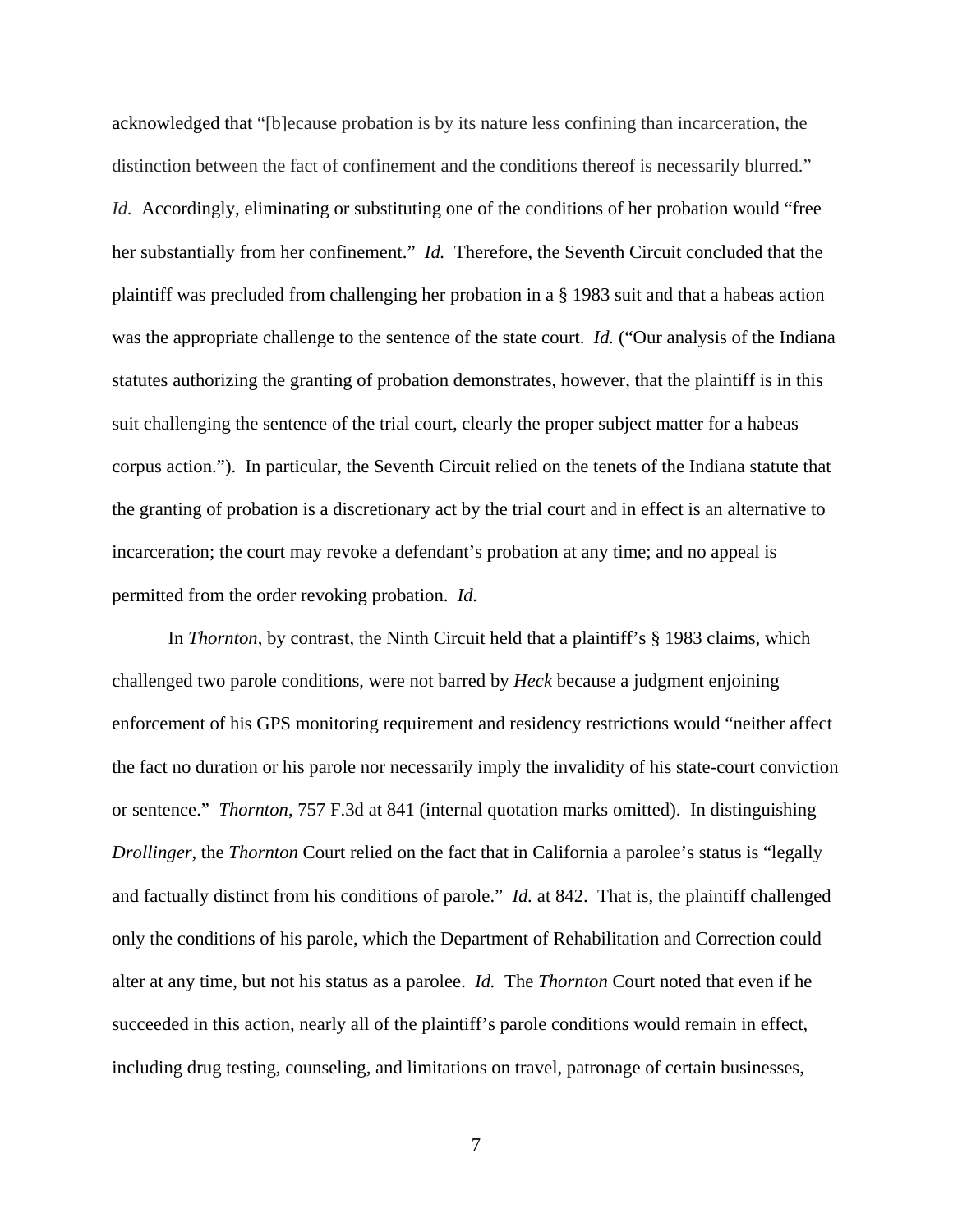acknowledged that "[b]ecause probation is by its nature less confining than incarceration, the distinction between the fact of confinement and the conditions thereof is necessarily blurred." *Id.* Accordingly, eliminating or substituting one of the conditions of her probation would "free her substantially from her confinement." *Id.* Therefore, the Seventh Circuit concluded that the plaintiff was precluded from challenging her probation in a § 1983 suit and that a habeas action was the appropriate challenge to the sentence of the state court. *Id.* ("Our analysis of the Indiana statutes authorizing the granting of probation demonstrates, however, that the plaintiff is in this suit challenging the sentence of the trial court, clearly the proper subject matter for a habeas corpus action."). In particular, the Seventh Circuit relied on the tenets of the Indiana statute that the granting of probation is a discretionary act by the trial court and in effect is an alternative to incarceration; the court may revoke a defendant's probation at any time; and no appeal is permitted from the order revoking probation. *Id.*

In *Thornton*, by contrast, the Ninth Circuit held that a plaintiff's § 1983 claims, which challenged two parole conditions, were not barred by *Heck* because a judgment enjoining enforcement of his GPS monitoring requirement and residency restrictions would "neither affect the fact no duration or his parole nor necessarily imply the invalidity of his state-court conviction or sentence." *Thornton*, 757 F.3d at 841 (internal quotation marks omitted). In distinguishing *Drollinger*, the *Thornton* Court relied on the fact that in California a parolee's status is "legally and factually distinct from his conditions of parole." *Id.* at 842. That is, the plaintiff challenged only the conditions of his parole, which the Department of Rehabilitation and Correction could alter at any time, but not his status as a parolee. *Id.* The *Thornton* Court noted that even if he succeeded in this action, nearly all of the plaintiff's parole conditions would remain in effect, including drug testing, counseling, and limitations on travel, patronage of certain businesses,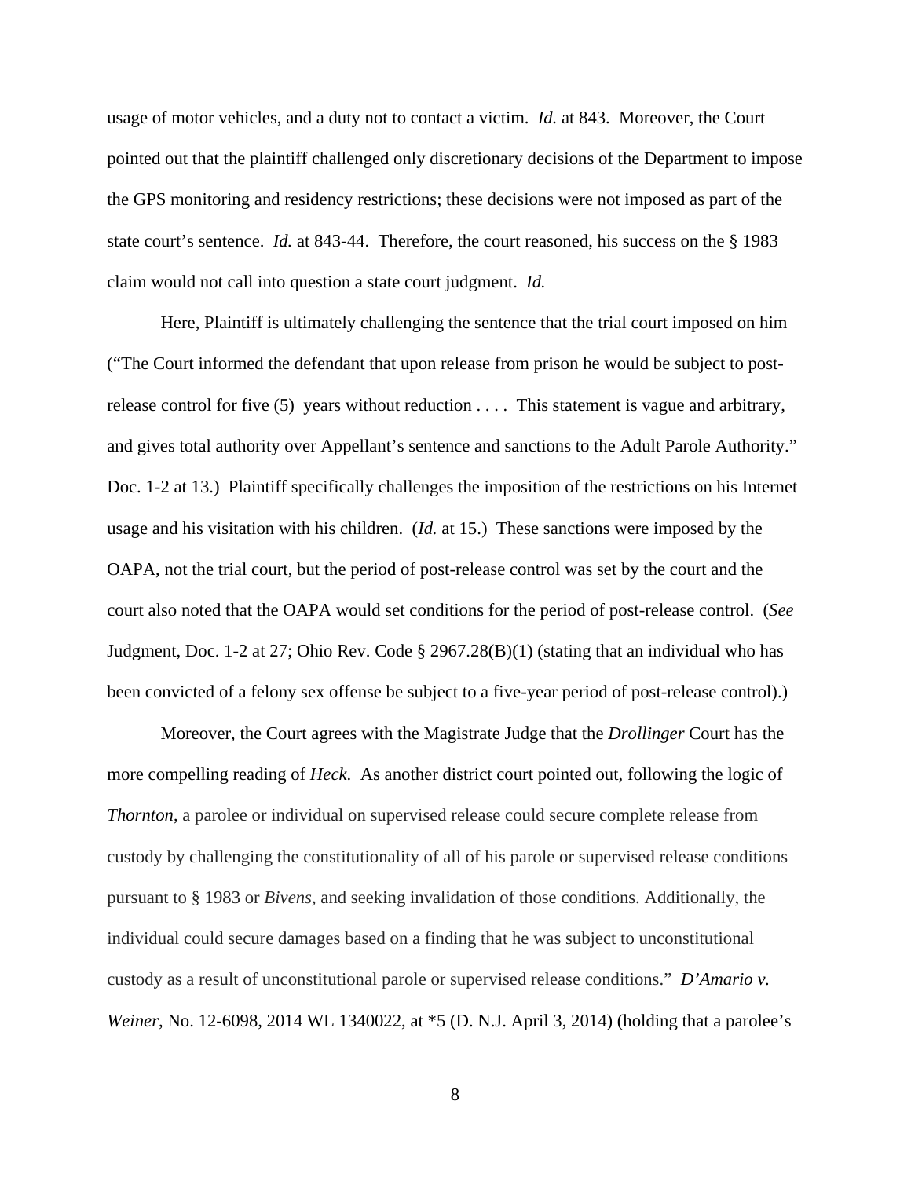usage of motor vehicles, and a duty not to contact a victim. *Id.* at 843. Moreover, the Court pointed out that the plaintiff challenged only discretionary decisions of the Department to impose the GPS monitoring and residency restrictions; these decisions were not imposed as part of the state court's sentence. *Id.* at 843-44. Therefore, the court reasoned, his success on the § 1983 claim would not call into question a state court judgment. *Id.*

Here, Plaintiff is ultimately challenging the sentence that the trial court imposed on him ("The Court informed the defendant that upon release from prison he would be subject to post-release control for five (5) years without reduction . . . . This statement is vague and arbitrary, and gives total authority over Appellant's sentence and sanctions to the Adult Parole Authority." Doc. 1-2 at 13.) Plaintiff specifically challenges the imposition of the restrictions on his Internet usage and his visitation with his children. (*Id.* at 15.) These sanctions were imposed by the OAPA, not the trial court, but the period of post-release control was set by the court and the court also noted that the OAPA would set conditions for the period of post-release control. (*See* Judgment, Doc. 1-2 at 27; Ohio Rev. Code § 2967.28(B)(1) (stating that an individual who has been convicted of a felony sex offense be subject to a five-year period of post-release control).)

Moreover, the Court agrees with the Magistrate Judge that the *Drollinger* Court has the more compelling reading of *Heck*. As another district court pointed out, following the logic of *Thornton*, a parolee or individual on supervised release could secure complete release from custody by challenging the constitutionality of all of his parole or supervised release conditions pursuant to § 1983 or *Bivens*, and seeking invalidation of those conditions. Additionally, the individual could secure damages based on a finding that he was subject to unconstitutional custody as a result of unconstitutional parole or supervised release conditions." *D'Amario v. Weiner*, No. 12-6098, 2014 WL 1340022, at *5 (D. N.J. April 3, 2014) (holding that a parolee's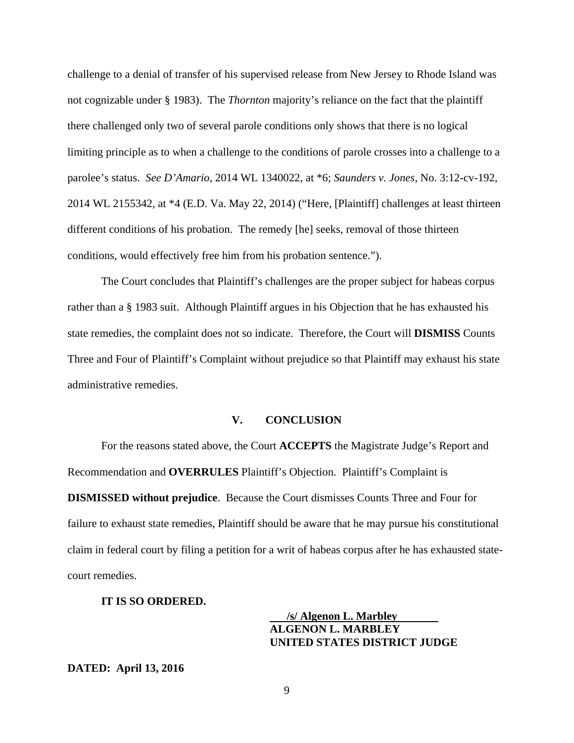challenge to a denial of transfer of his supervised release from New Jersey to Rhode Island was not cognizable under § 1983). The *Thornton* majority's reliance on the fact that the plaintiff there challenged only two of several parole conditions only shows that there is no logical limiting principle as to when a challenge to the conditions of parole crosses into a challenge to a parolee's status. *See D'Amario*, 2014 WL 1340022, at *6; *Saunders v. Jones*, No. 3:12-cv-192, 2014 WL 2155342, at *4 (E.D. Va. May 22, 2014) ("Here, [Plaintiff] challenges at least thirteen different conditions of his probation. The remedy [he] seeks, removal of those thirteen conditions, would effectively free him from his probation sentence.").

The Court concludes that Plaintiff's challenges are the proper subject for habeas corpus rather than a § 1983 suit. Although Plaintiff argues in his Objection that he has exhausted his state remedies, the complaint does not so indicate. Therefore, the Court will **DISMISS** Counts Three and Four of Plaintiff's Complaint without prejudice so that Plaintiff may exhaust his state administrative remedies.

## V. CONCLUSION

For the reasons stated above, the Court **ACCEPTS** the Magistrate Judge's Report and Recommendation and **OVERRULES** Plaintiff's Objection. Plaintiff's Complaint is **DISMISSED without prejudice**. Because the Court dismisses Counts Three and Four for failure to exhaust state remedies, Plaintiff should be aware that he may pursue his constitutional claim in federal court by filing a petition for a writ of habeas corpus after he has exhausted state-court remedies.

**IT IS SO ORDERED.**

**/s/ Algenon L. Marbley**
**ALGENON L. MARBLEY**
**UNITED STATES DISTRICT JUDGE**

**DATED: April 13, 2016**